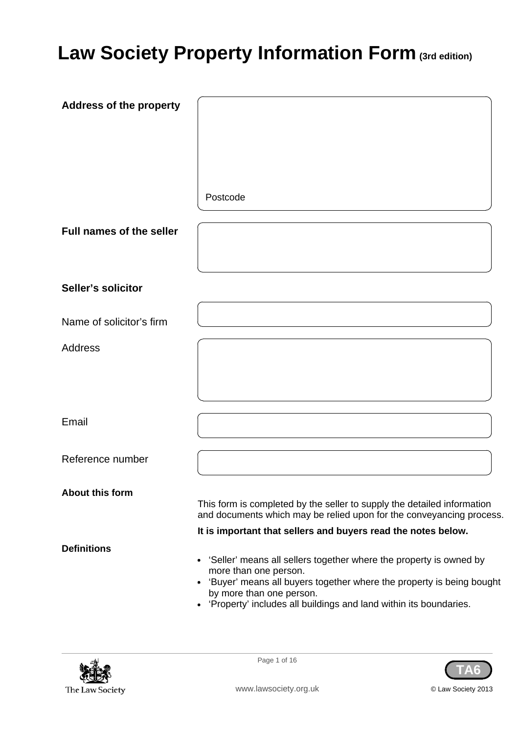# Law Society Property Information Form (3rd edition)

| | |
|---|---|
| **Address of the property** | Postcode |
| **Full names of the seller** | |

**Seller's solicitor**

| | |
|---|---|
| Name of solicitor's firm | |
| Address | |
| Email | |
| Reference number | |

**About this form**

This form is completed by the seller to supply the detailed information and documents which may be relied upon for the conveyancing process.

**It is important that sellers and buyers read the notes below.**

**Definitions**

- 'Seller' means all sellers together where the property is owned by more than one person.
- 'Buyer' means all buyers together where the property is being bought by more than one person.
- 'Property' includes all buildings and land within its boundaries.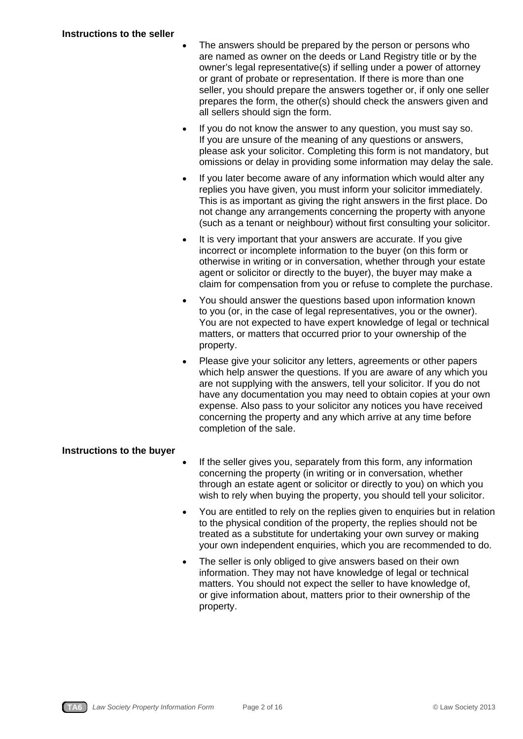**Instructions to the seller**

- The answers should be prepared by the person or persons who are named as owner on the deeds or Land Registry title or by the owner's legal representative(s) if selling under a power of attorney or grant of probate or representation. If there is more than one seller, you should prepare the answers together or, if only one seller prepares the form, the other(s) should check the answers given and all sellers should sign the form.
- If you do not know the answer to any question, you must say so. If you are unsure of the meaning of any questions or answers, please ask your solicitor. Completing this form is not mandatory, but omissions or delay in providing some information may delay the sale.
- If you later become aware of any information which would alter any replies you have given, you must inform your solicitor immediately. This is as important as giving the right answers in the first place. Do not change any arrangements concerning the property with anyone (such as a tenant or neighbour) without first consulting your solicitor.
- It is very important that your answers are accurate. If you give incorrect or incomplete information to the buyer (on this form or otherwise in writing or in conversation, whether through your estate agent or solicitor or directly to the buyer), the buyer may make a claim for compensation from you or refuse to complete the purchase.
- You should answer the questions based upon information known to you (or, in the case of legal representatives, you or the owner). You are not expected to have expert knowledge of legal or technical matters, or matters that occurred prior to your ownership of the property.
- Please give your solicitor any letters, agreements or other papers which help answer the questions. If you are aware of any which you are not supplying with the answers, tell your solicitor. If you do not have any documentation you may need to obtain copies at your own expense. Also pass to your solicitor any notices you have received concerning the property and any which arrive at any time before completion of the sale.

**Instructions to the buyer**

- If the seller gives you, separately from this form, any information concerning the property (in writing or in conversation, whether through an estate agent or solicitor or directly to you) on which you wish to rely when buying the property, you should tell your solicitor.
- You are entitled to rely on the replies given to enquiries but in relation to the physical condition of the property, the replies should not be treated as a substitute for undertaking your own survey or making your own independent enquiries, which you are recommended to do.
- The seller is only obliged to give answers based on their own information. They may not have knowledge of legal or technical matters. You should not expect the seller to have knowledge of, or give information about, matters prior to their ownership of the property.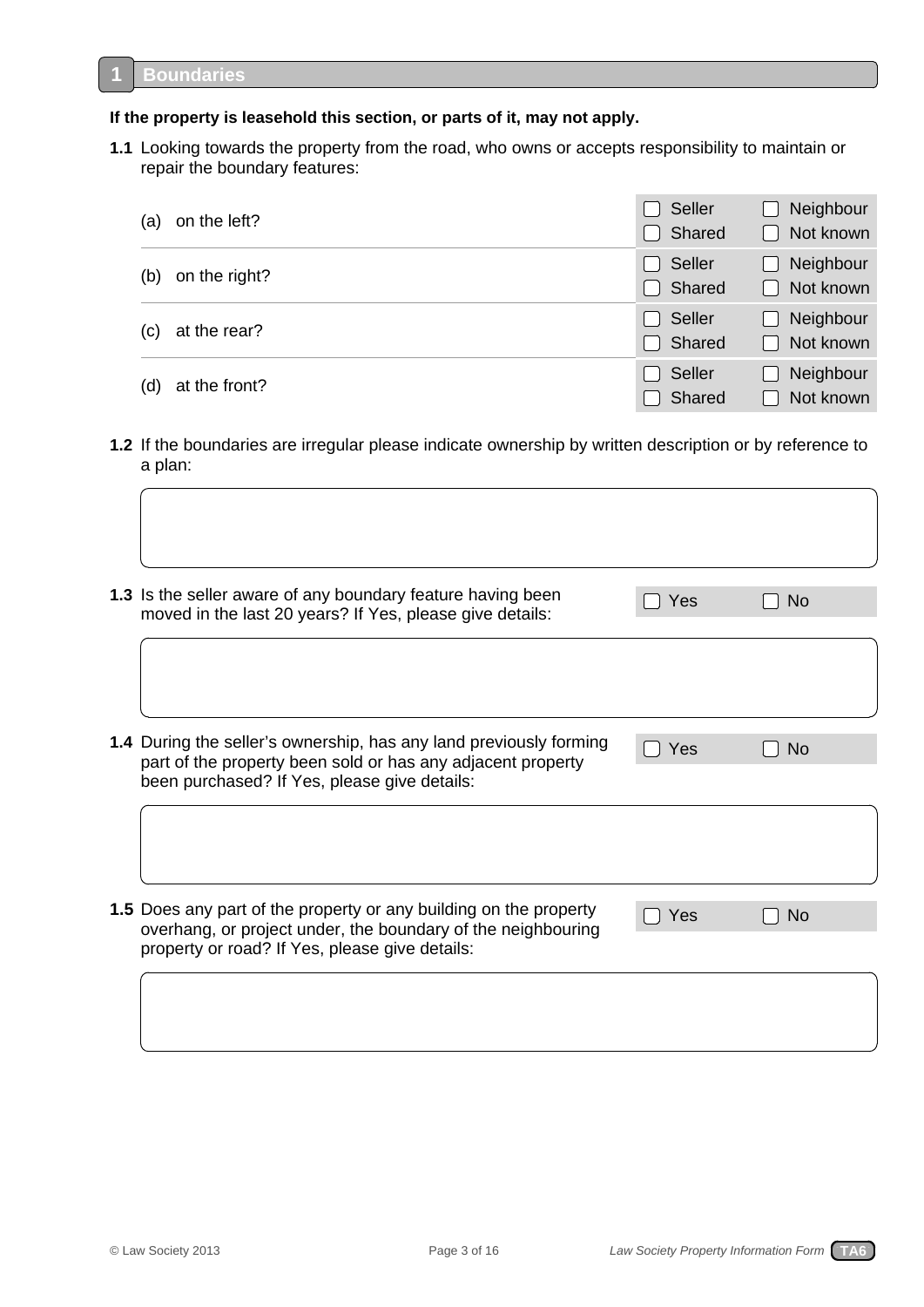## 1 Boundaries

**If the property is leasehold this section, or parts of it, may not apply.**

**1.1** Looking towards the property from the road, who owns or accepts responsibility to maintain or repair the boundary features:

| | | |
|---|---|---|
| (a) on the left? | ☐ Seller<br>☐ Shared | ☐ Neighbour<br>☐ Not known |
| (b) on the right? | ☐ Seller<br>☐ Shared | ☐ Neighbour<br>☐ Not known |
| (c) at the rear? | ☐ Seller<br>☐ Shared | ☐ Neighbour<br>☐ Not known |
| (d) at the front? | ☐ Seller<br>☐ Shared | ☐ Neighbour<br>☐ Not known |

**1.2** If the boundaries are irregular please indicate ownership by written description or by reference to a plan:

**1.3** Is the seller aware of any boundary feature having been moved in the last 20 years? If Yes, please give details: ☐ Yes ☐ No

**1.4** During the seller's ownership, has any land previously forming part of the property been sold or has any adjacent property been purchased? If Yes, please give details: ☐ Yes ☐ No

**1.5** Does any part of the property or any building on the property overhang, or project under, the boundary of the neighbouring property or road? If Yes, please give details: ☐ Yes ☐ No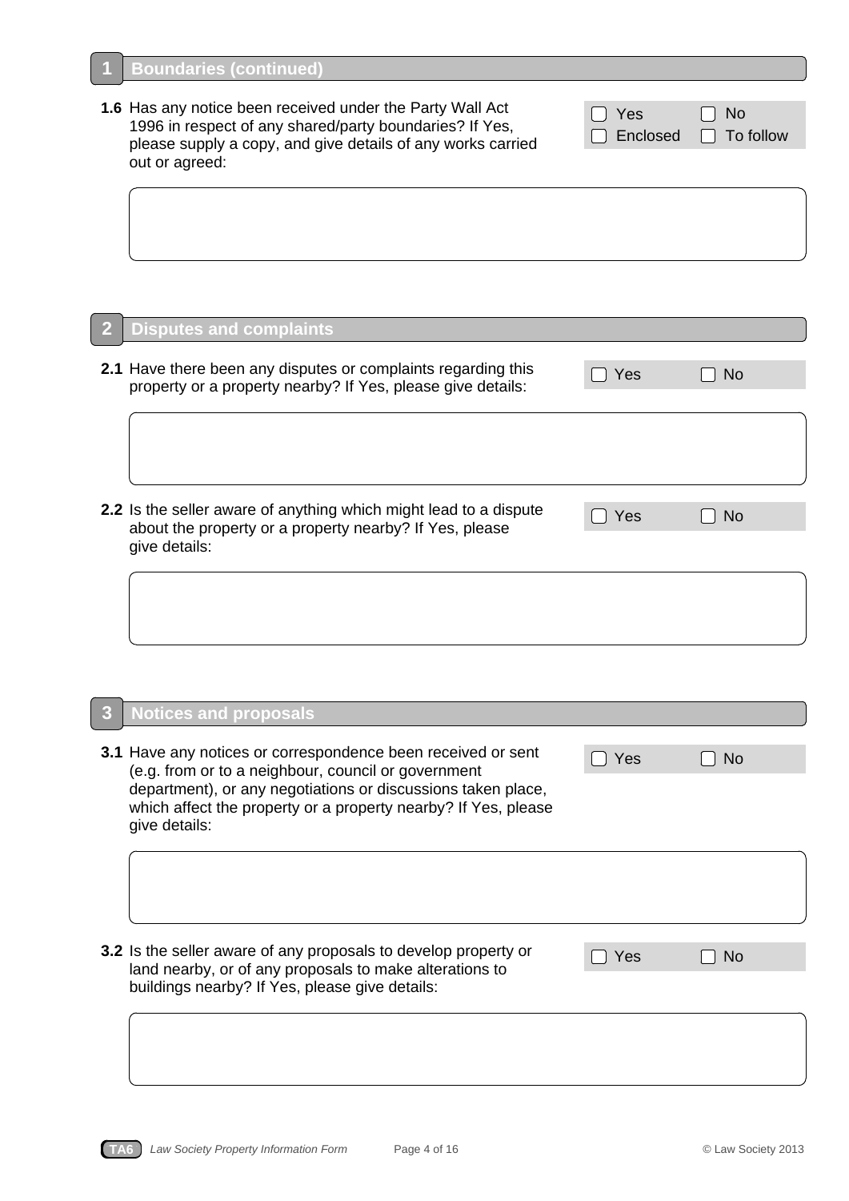## 1 Boundaries (continued)

**1.6** Has any notice been received under the Party Wall Act 1996 in respect of any shared/party boundaries? If Yes, please supply a copy, and give details of any works carried out or agreed:

☐ Yes ☐ No
☐ Enclosed ☐ To follow

## 2 Disputes and complaints

**2.1** Have there been any disputes or complaints regarding this property or a property nearby? If Yes, please give details:

☐ Yes ☐ No

**2.2** Is the seller aware of anything which might lead to a dispute about the property or a property nearby? If Yes, please give details:

☐ Yes ☐ No

## 3 Notices and proposals

**3.1** Have any notices or correspondence been received or sent (e.g. from or to a neighbour, council or government department), or any negotiations or discussions taken place, which affect the property or a property nearby? If Yes, please give details:

☐ Yes ☐ No

**3.2** Is the seller aware of any proposals to develop property or land nearby, or of any proposals to make alterations to buildings nearby? If Yes, please give details:

☐ Yes ☐ No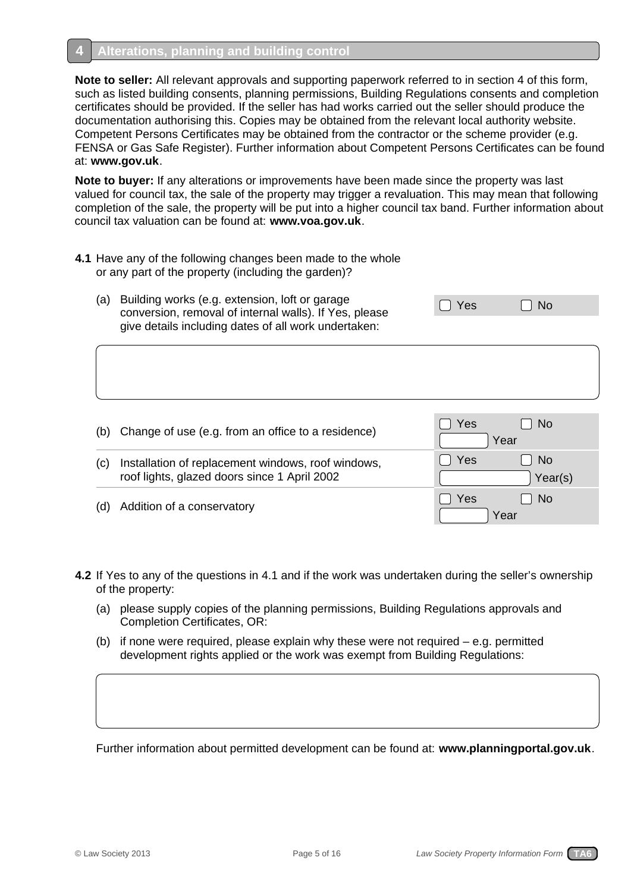## 4 Alterations, planning and building control

**Note to seller:** All relevant approvals and supporting paperwork referred to in section 4 of this form, such as listed building consents, planning permissions, Building Regulations consents and completion certificates should be provided. If the seller has had works carried out the seller should produce the documentation authorising this. Copies may be obtained from the relevant local authority website. Competent Persons Certificates may be obtained from the contractor or the scheme provider (e.g. FENSA or Gas Safe Register). Further information about Competent Persons Certificates can be found at: **www.gov.uk**.

**Note to buyer:** If any alterations or improvements have been made since the property was last valued for council tax, the sale of the property may trigger a revaluation. This may mean that following completion of the sale, the property will be put into a higher council tax band. Further information about council tax valuation can be found at: **www.voa.gov.uk**.

**4.1** Have any of the following changes been made to the whole or any part of the property (including the garden)?

(a) Building works (e.g. extension, loft or garage conversion, removal of internal walls). If Yes, please give details including dates of all work undertaken:

☐ Yes ☐ No

| |
|---|
| |

| | |
|---|---|
| (b) Change of use (e.g. from an office to a residence) | ☐ Yes ☐ No<br>\_\_\_\_ Year |
| (c) Installation of replacement windows, roof windows, roof lights, glazed doors since 1 April 2002 | ☐ Yes ☐ No<br>\_\_\_\_ Year(s) |
| (d) Addition of a conservatory | ☐ Yes ☐ No<br>\_\_\_\_ Year |

**4.2** If Yes to any of the questions in 4.1 and if the work was undertaken during the seller's ownership of the property:

(a) please supply copies of the planning permissions, Building Regulations approvals and Completion Certificates, OR:

(b) if none were required, please explain why these were not required – e.g. permitted development rights applied or the work was exempt from Building Regulations:

| |
|---|
| |

Further information about permitted development can be found at: **www.planningportal.gov.uk**.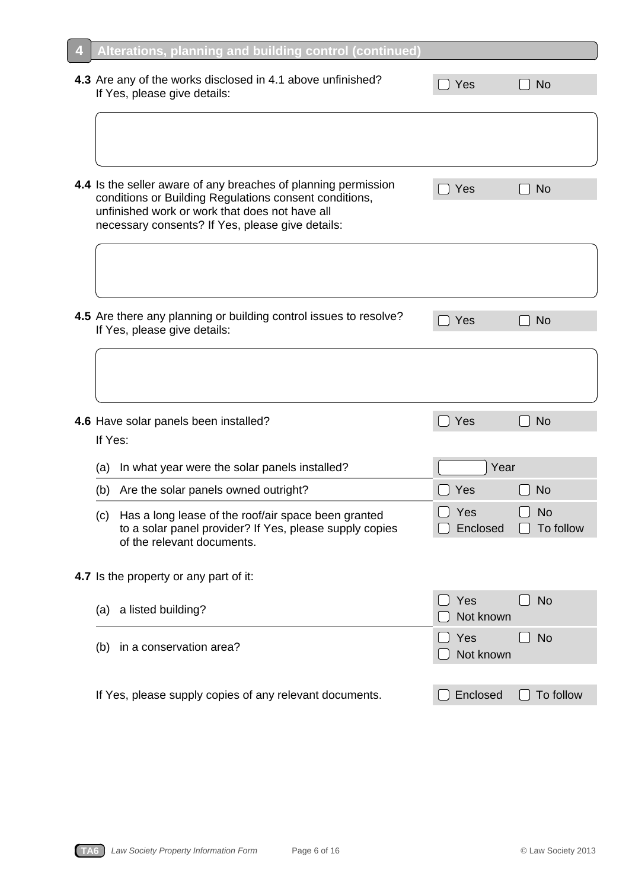## 4 Alterations, planning and building control (continued)

**4.3** Are any of the works disclosed in 4.1 above unfinished? If Yes, please give details:

☐ Yes ☐ No

**4.4** Is the seller aware of any breaches of planning permission conditions or Building Regulations consent conditions, unfinished work or work that does not have all necessary consents? If Yes, please give details:

☐ Yes ☐ No

**4.5** Are there any planning or building control issues to resolve? If Yes, please give details:

☐ Yes ☐ No

**4.6** Have solar panels been installed?

☐ Yes ☐ No

If Yes:

(a) In what year were the solar panels installed?

☐ Year

(b) Are the solar panels owned outright?

☐ Yes ☐ No

(c) Has a long lease of the roof/air space been granted to a solar panel provider? If Yes, please supply copies of the relevant documents.

☐ Yes ☐ No
☐ Enclosed ☐ To follow

**4.7** Is the property or any part of it:

(a) a listed building?

☐ Yes ☐ No
☐ Not known

(b) in a conservation area?

☐ Yes ☐ No
☐ Not known

If Yes, please supply copies of any relevant documents.

☐ Enclosed ☐ To follow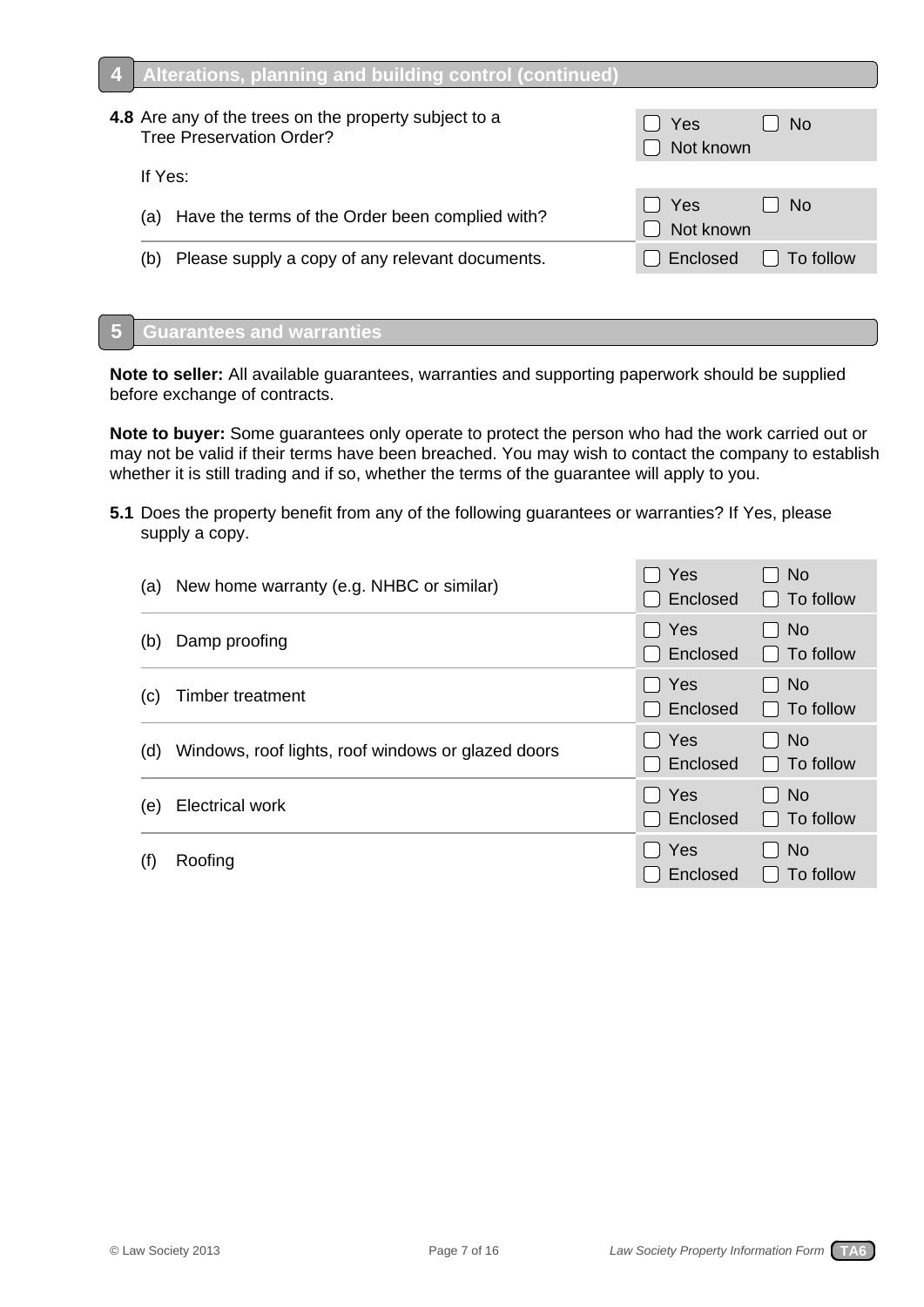## 4 Alterations, planning and building control (continued)

**4.8** Are any of the trees on the property subject to a Tree Preservation Order?

☐ Yes ☐ No ☐ Not known

If Yes:

(a) Have the terms of the Order been complied with? ☐ Yes ☐ No ☐ Not known

(b) Please supply a copy of any relevant documents. ☐ Enclosed ☐ To follow

## 5 Guarantees and warranties

**Note to seller:** All available guarantees, warranties and supporting paperwork should be supplied before exchange of contracts.

**Note to buyer:** Some guarantees only operate to protect the person who had the work carried out or may not be valid if their terms have been breached. You may wish to contact the company to establish whether it is still trading and if so, whether the terms of the guarantee will apply to you.

**5.1** Does the property benefit from any of the following guarantees or warranties? If Yes, please supply a copy.

| | |
|---|---|
| (a) New home warranty (e.g. NHBC or similar) | ☐ Yes ☐ No ☐ Enclosed ☐ To follow |
| (b) Damp proofing | ☐ Yes ☐ No ☐ Enclosed ☐ To follow |
| (c) Timber treatment | ☐ Yes ☐ No ☐ Enclosed ☐ To follow |
| (d) Windows, roof lights, roof windows or glazed doors | ☐ Yes ☐ No ☐ Enclosed ☐ To follow |
| (e) Electrical work | ☐ Yes ☐ No ☐ Enclosed ☐ To follow |
| (f) Roofing | ☐ Yes ☐ No ☐ Enclosed ☐ To follow |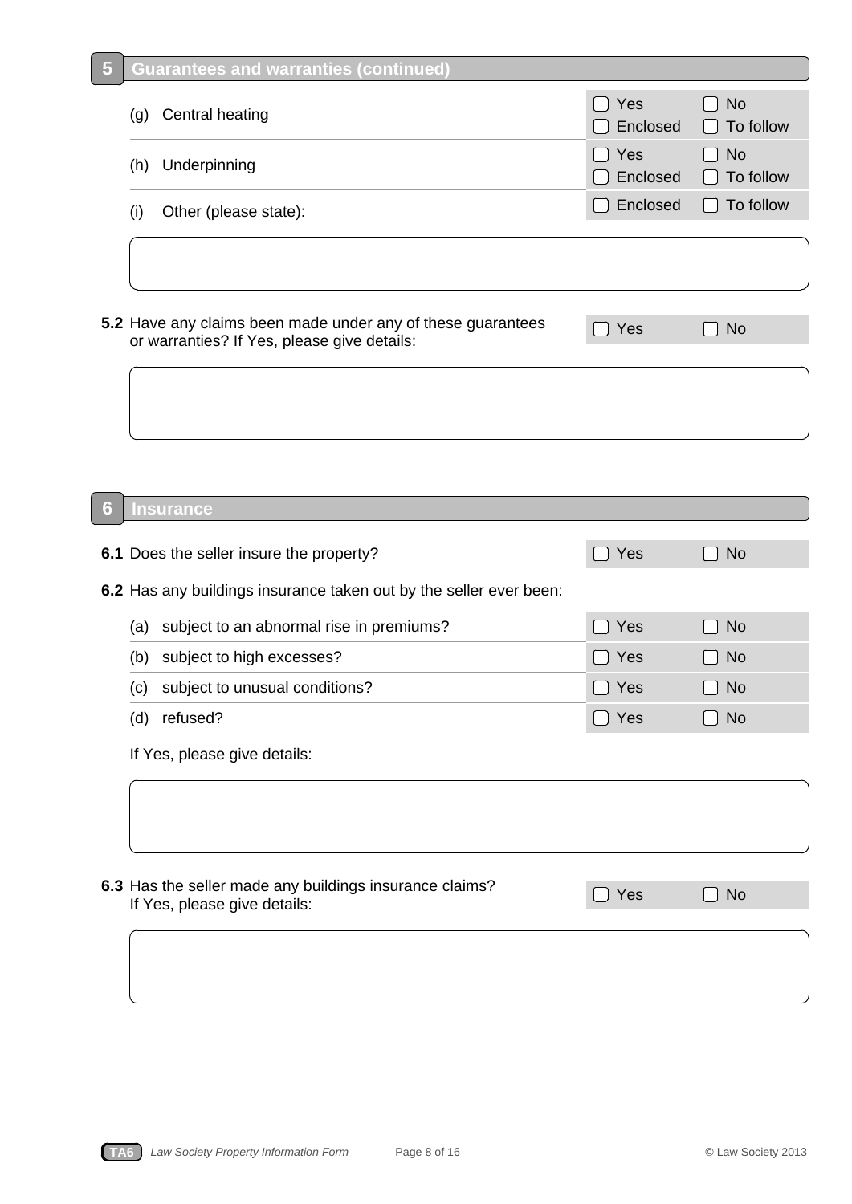## 5 Guarantees and warranties (continued)

| | | |
|---|---|---|
| (g) Central heating | ☐ Yes ☐ Enclosed | ☐ No ☐ To follow |
| (h) Underpinning | ☐ Yes ☐ Enclosed | ☐ No ☐ To follow |
| (i) Other (please state): | ☐ Enclosed | ☐ To follow |

**5.2** Have any claims been made under any of these guarantees or warranties? If Yes, please give details: ☐ Yes ☐ No

## 6 Insurance

**6.1** Does the seller insure the property? ☐ Yes ☐ No

**6.2** Has any buildings insurance taken out by the seller ever been:

| | | |
|---|---|---|
| (a) subject to an abnormal rise in premiums? | ☐ Yes | ☐ No |
| (b) subject to high excesses? | ☐ Yes | ☐ No |
| (c) subject to unusual conditions? | ☐ Yes | ☐ No |
| (d) refused? | ☐ Yes | ☐ No |

If Yes, please give details:

**6.3** Has the seller made any buildings insurance claims? If Yes, please give details: ☐ Yes ☐ No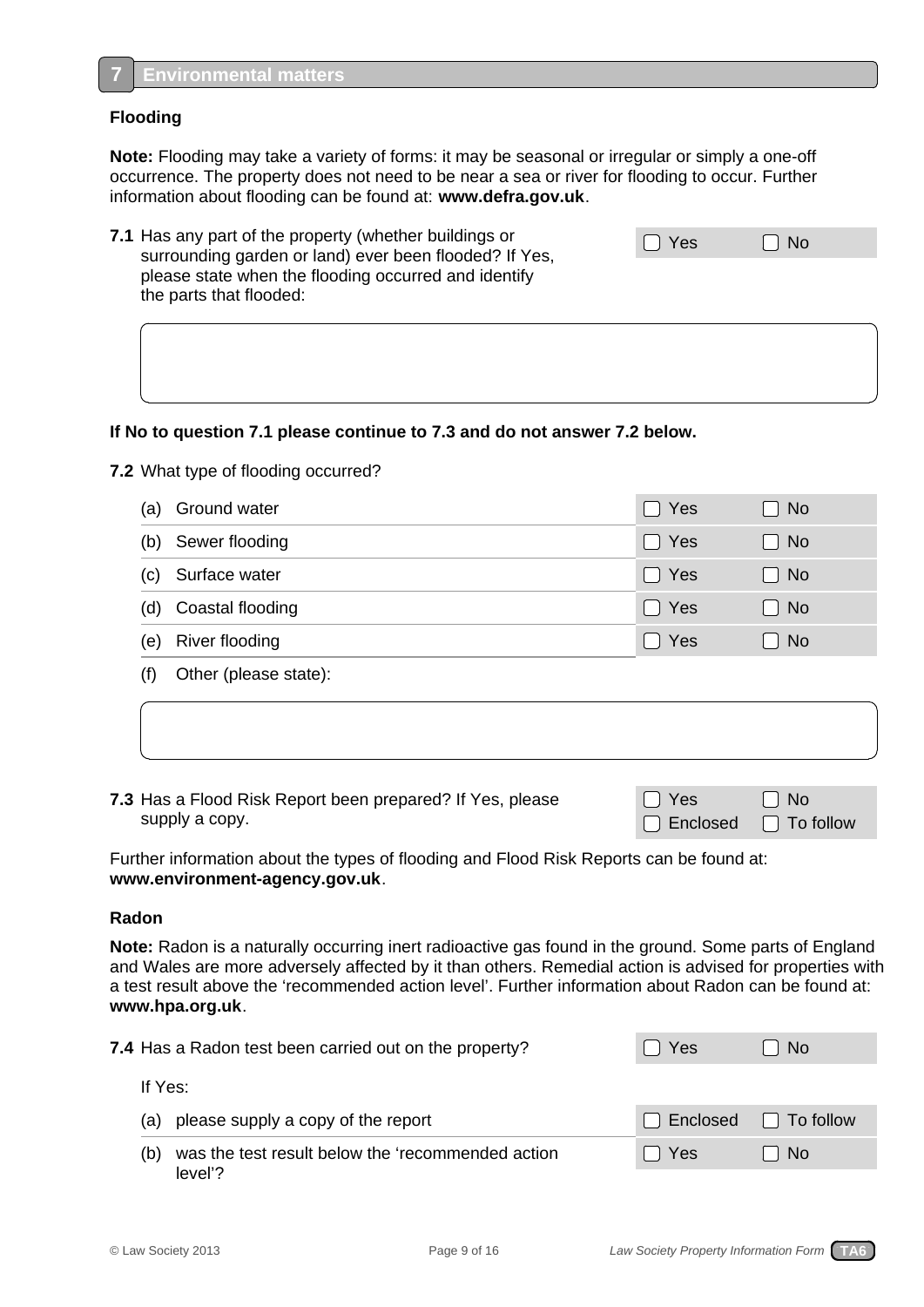## 7 Environmental matters

### Flooding

**Note:** Flooding may take a variety of forms: it may be seasonal or irregular or simply a one-off occurrence. The property does not need to be near a sea or river for flooding to occur. Further information about flooding can be found at: **www.defra.gov.uk**.

**7.1** Has any part of the property (whether buildings or surrounding garden or land) ever been flooded? If Yes, please state when the flooding occurred and identify the parts that flooded: ☐ Yes ☐ No

**If No to question 7.1 please continue to 7.3 and do not answer 7.2 below.**

**7.2** What type of flooding occurred?

| | | | |
|---|---|---|---|
| (a) | Ground water | ☐ Yes | ☐ No |
| (b) | Sewer flooding | ☐ Yes | ☐ No |
| (c) | Surface water | ☐ Yes | ☐ No |
| (d) | Coastal flooding | ☐ Yes | ☐ No |
| (e) | River flooding | ☐ Yes | ☐ No |

(f) Other (please state):

**7.3** Has a Flood Risk Report been prepared? If Yes, please supply a copy. ☐ Yes ☐ No ☐ Enclosed ☐ To follow

Further information about the types of flooding and Flood Risk Reports can be found at: **www.environment-agency.gov.uk**.

### Radon

**Note:** Radon is a naturally occurring inert radioactive gas found in the ground. Some parts of England and Wales are more adversely affected by it than others. Remedial action is advised for properties with a test result above the 'recommended action level'. Further information about Radon can be found at: **www.hpa.org.uk**.

**7.4** Has a Radon test been carried out on the property? ☐ Yes ☐ No

If Yes:

| | | | |
|---|---|---|---|
| (a) | please supply a copy of the report | ☐ Enclosed | ☐ To follow |
| (b) | was the test result below the 'recommended action level'? | ☐ Yes | ☐ No |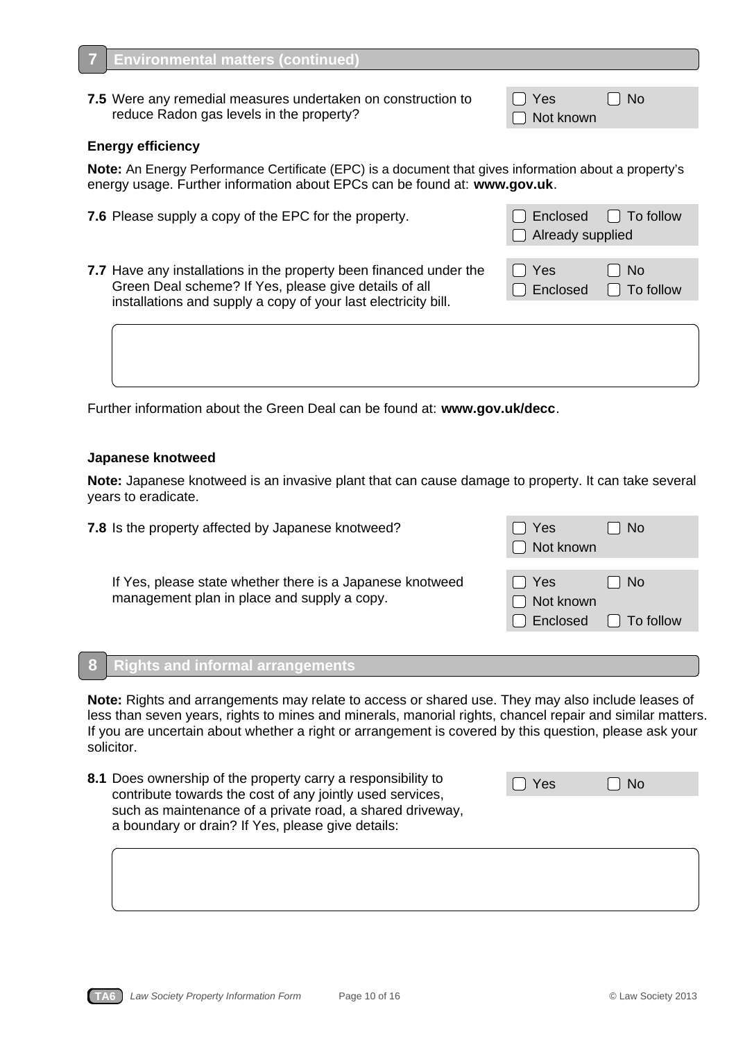## 7 Environmental matters (continued)

**7.5** Were any remedial measures undertaken on construction to reduce Radon gas levels in the property?

☐ Yes ☐ No ☐ Not known

### Energy efficiency

**Note:** An Energy Performance Certificate (EPC) is a document that gives information about a property's energy usage. Further information about EPCs can be found at: **www.gov.uk**.

**7.6** Please supply a copy of the EPC for the property.

☐ Enclosed ☐ To follow ☐ Already supplied

**7.7** Have any installations in the property been financed under the Green Deal scheme? If Yes, please give details of all installations and supply a copy of your last electricity bill.

☐ Yes ☐ No ☐ Enclosed ☐ To follow

Further information about the Green Deal can be found at: **www.gov.uk/decc**.

### Japanese knotweed

**Note:** Japanese knotweed is an invasive plant that can cause damage to property. It can take several years to eradicate.

**7.8** Is the property affected by Japanese knotweed?

☐ Yes ☐ No ☐ Not known

If Yes, please state whether there is a Japanese knotweed management plan in place and supply a copy.

☐ Yes ☐ No ☐ Not known ☐ Enclosed ☐ To follow

## 8 Rights and informal arrangements

**Note:** Rights and arrangements may relate to access or shared use. They may also include leases of less than seven years, rights to mines and minerals, manorial rights, chancel repair and similar matters. If you are uncertain about whether a right or arrangement is covered by this question, please ask your solicitor.

**8.1** Does ownership of the property carry a responsibility to contribute towards the cost of any jointly used services, such as maintenance of a private road, a shared driveway, a boundary or drain? If Yes, please give details:

☐ Yes ☐ No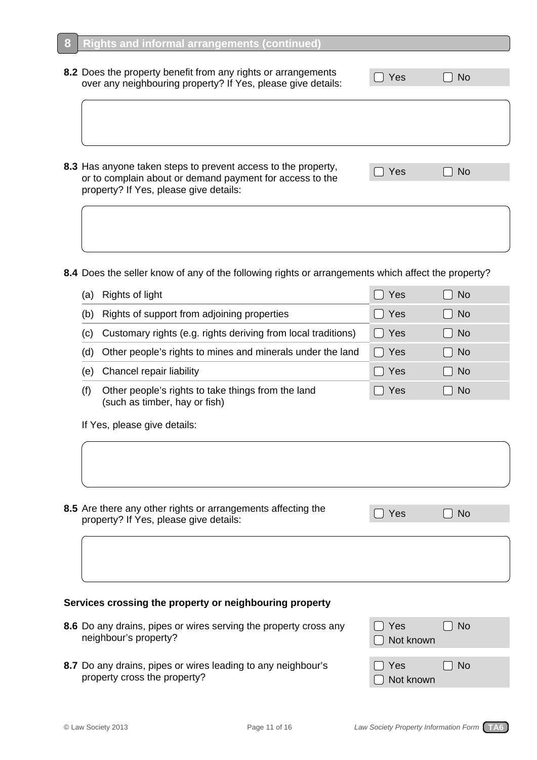## 8 Rights and informal arrangements (continued)

**8.2** Does the property benefit from any rights or arrangements over any neighbouring property? If Yes, please give details:

☐ Yes ☐ No

**8.3** Has anyone taken steps to prevent access to the property, or to complain about or demand payment for access to the property? If Yes, please give details:

☐ Yes ☐ No

**8.4** Does the seller know of any of the following rights or arrangements which affect the property?

| | | | |
|---|---|---|---|
| (a) | Rights of light | ☐ Yes | ☐ No |
| (b) | Rights of support from adjoining properties | ☐ Yes | ☐ No |
| (c) | Customary rights (e.g. rights deriving from local traditions) | ☐ Yes | ☐ No |
| (d) | Other people's rights to mines and minerals under the land | ☐ Yes | ☐ No |
| (e) | Chancel repair liability | ☐ Yes | ☐ No |
| (f) | Other people's rights to take things from the land (such as timber, hay or fish) | ☐ Yes | ☐ No |

If Yes, please give details:

**8.5** Are there any other rights or arrangements affecting the property? If Yes, please give details:

☐ Yes ☐ No

### Services crossing the property or neighbouring property

**8.6** Do any drains, pipes or wires serving the property cross any neighbour's property?

☐ Yes ☐ No ☐ Not known

**8.7** Do any drains, pipes or wires leading to any neighbour's property cross the property?

☐ Yes ☐ No ☐ Not known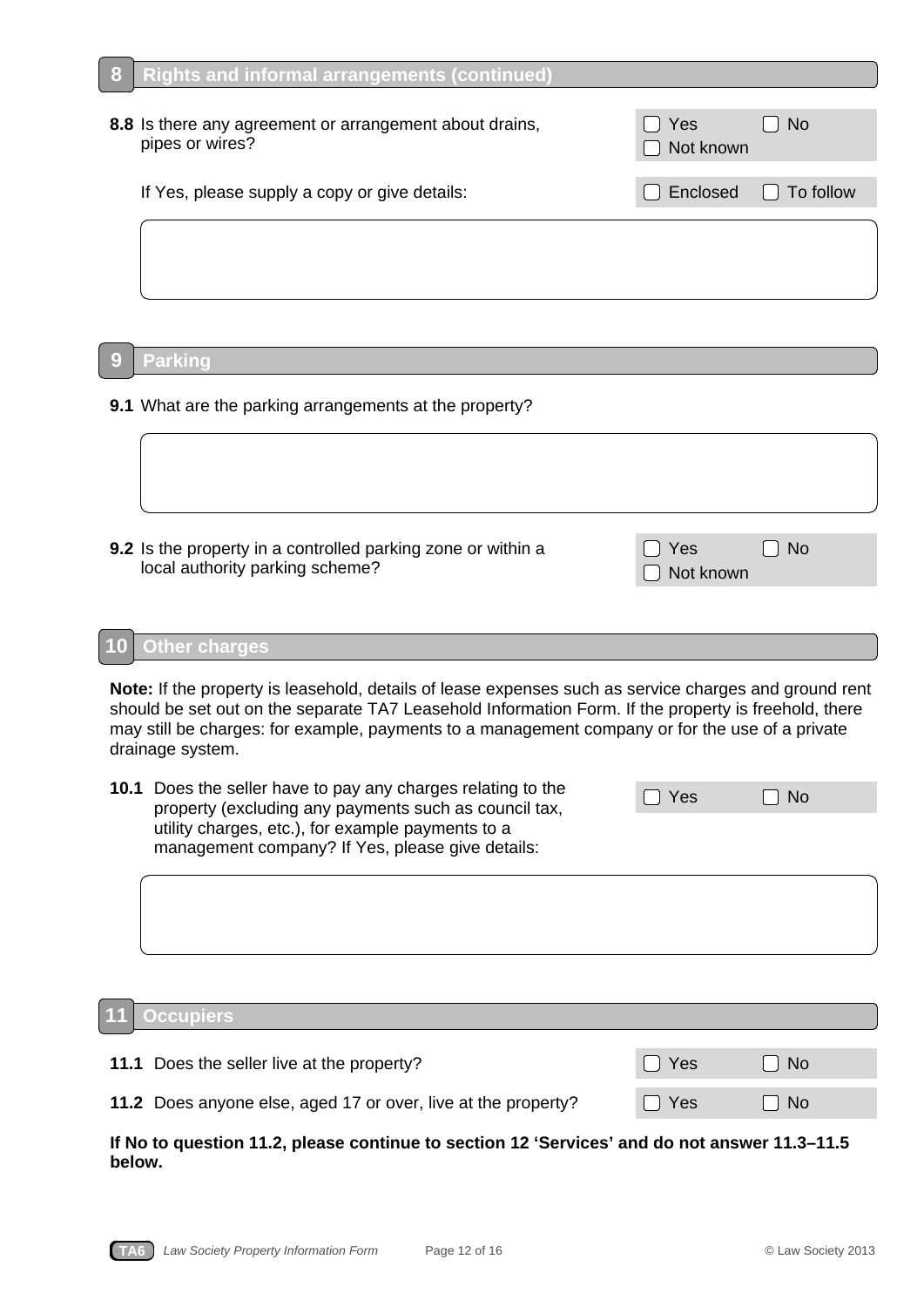## 8 Rights and informal arrangements (continued)

**8.8** Is there any agreement or arrangement about drains, pipes or wires?

☐ Yes ☐ No ☐ Not known

If Yes, please supply a copy or give details:

☐ Enclosed ☐ To follow

## 9 Parking

**9.1** What are the parking arrangements at the property?

**9.2** Is the property in a controlled parking zone or within a local authority parking scheme?

☐ Yes ☐ No ☐ Not known

## 10 Other charges

**Note:** If the property is leasehold, details of lease expenses such as service charges and ground rent should be set out on the separate TA7 Leasehold Information Form. If the property is freehold, there may still be charges: for example, payments to a management company or for the use of a private drainage system.

**10.1** Does the seller have to pay any charges relating to the property (excluding any payments such as council tax, utility charges, etc.), for example payments to a management company? If Yes, please give details:

☐ Yes ☐ No

## 11 Occupiers

**11.1** Does the seller live at the property?

☐ Yes ☐ No

**11.2** Does anyone else, aged 17 or over, live at the property?

☐ Yes ☐ No

**If No to question 11.2, please continue to section 12 'Services' and do not answer 11.3–11.5 below.**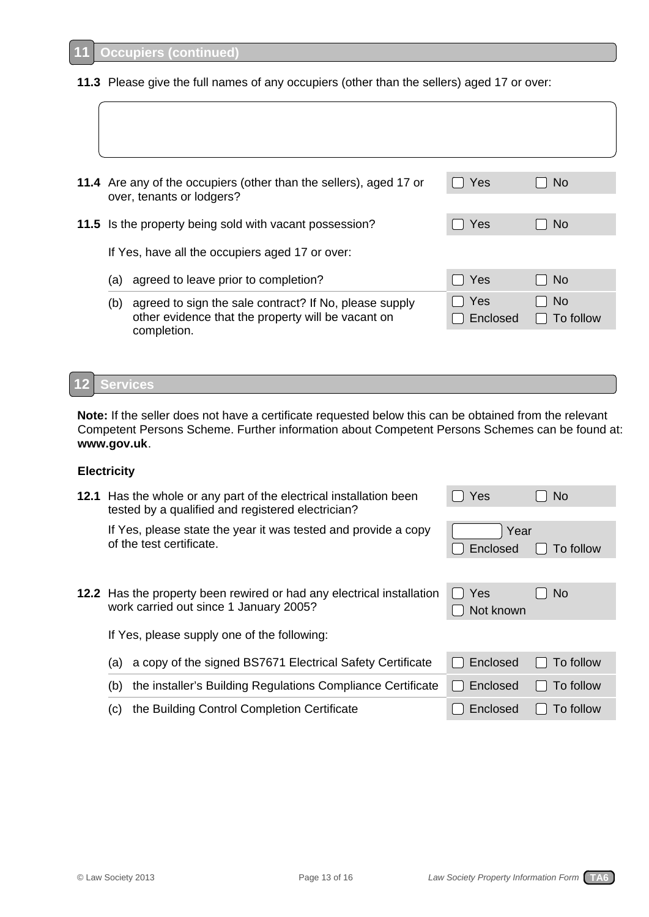## 11 Occupiers (continued)

**11.3** Please give the full names of any occupiers (other than the sellers) aged 17 or over:

| |
|---|
| |

| | | |
|---|---|---|
| **11.4** Are any of the occupiers (other than the sellers), aged 17 or over, tenants or lodgers? | ☐ Yes | ☐ No |
| **11.5** Is the property being sold with vacant possession? | ☐ Yes | ☐ No |
| If Yes, have all the occupiers aged 17 or over: | | |
| (a) agreed to leave prior to completion? | ☐ Yes | ☐ No |
| (b) agreed to sign the sale contract? If No, please supply other evidence that the property will be vacant on completion. | ☐ Yes<br>☐ Enclosed | ☐ No<br>☐ To follow |

## 12 Services

**Note:** If the seller does not have a certificate requested below this can be obtained from the relevant Competent Persons Scheme. Further information about Competent Persons Schemes can be found at: **www.gov.uk**.

### Electricity

| | | |
|---|---|---|
| **12.1** Has the whole or any part of the electrical installation been tested by a qualified and registered electrician? | ☐ Yes | ☐ No |
| If Yes, please state the year it was tested and provide a copy of the test certificate. | [ ] Year<br>☐ Enclosed | ☐ To follow |
| **12.2** Has the property been rewired or had any electrical installation work carried out since 1 January 2005? | ☐ Yes<br>☐ Not known | ☐ No |
| If Yes, please supply one of the following: | | |
| (a) a copy of the signed BS7671 Electrical Safety Certificate | ☐ Enclosed | ☐ To follow |
| (b) the installer's Building Regulations Compliance Certificate | ☐ Enclosed | ☐ To follow |
| (c) the Building Control Completion Certificate | ☐ Enclosed | ☐ To follow |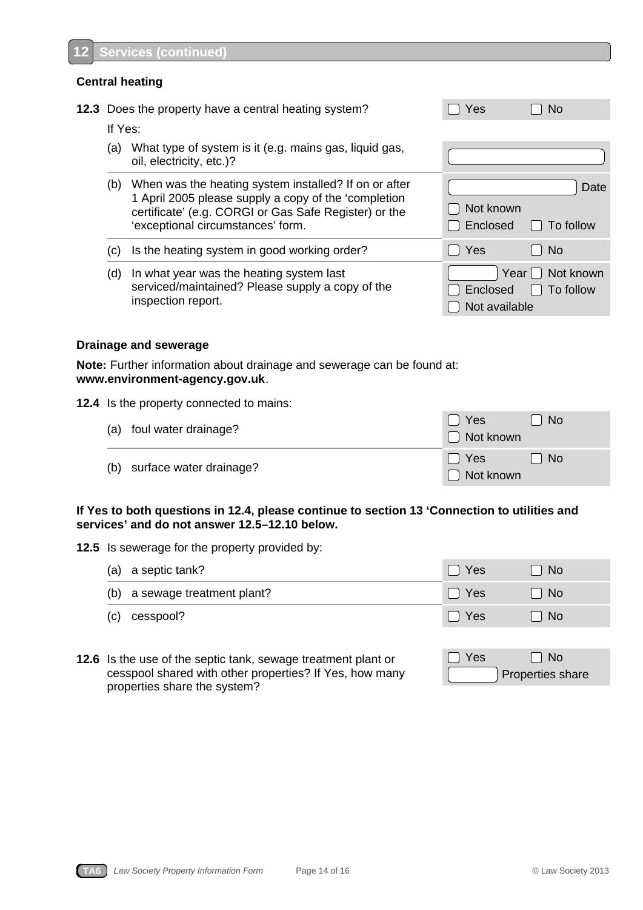## 12 Services (continued)

### Central heating

**12.3** Does the property have a central heating system? ☐ Yes ☐ No

If Yes:

| | | |
|---|---|---|
| (a) | What type of system is it (e.g. mains gas, liquid gas, oil, electricity, etc.)? | [ ] |
| (b) | When was the heating system installed? If on or after 1 April 2005 please supply a copy of the 'completion certificate' (e.g. CORGI or Gas Safe Register) or the 'exceptional circumstances' form. | [ ] Date<br>☐ Not known<br>☐ Enclosed ☐ To follow |
| (c) | Is the heating system in good working order? | ☐ Yes ☐ No |
| (d) | In what year was the heating system last serviced/maintained? Please supply a copy of the inspection report. | [ ] Year ☐ Not known<br>☐ Enclosed ☐ To follow<br>☐ Not available |

### Drainage and sewerage

**Note:** Further information about drainage and sewerage can be found at: **www.environment-agency.gov.uk**.

**12.4** Is the property connected to mains:

| | | |
|---|---|---|
| (a) | foul water drainage? | ☐ Yes ☐ No<br>☐ Not known |
| (b) | surface water drainage? | ☐ Yes ☐ No<br>☐ Not known |

**If Yes to both questions in 12.4, please continue to section 13 'Connection to utilities and services' and do not answer 12.5–12.10 below.**

**12.5** Is sewerage for the property provided by:

| | | |
|---|---|---|
| (a) | a septic tank? | ☐ Yes ☐ No |
| (b) | a sewage treatment plant? | ☐ Yes ☐ No |
| (c) | cesspool? | ☐ Yes ☐ No |

**12.6** Is the use of the septic tank, sewage treatment plant or cesspool shared with other properties? If Yes, how many properties share the system? ☐ Yes ☐ No [ ] Properties share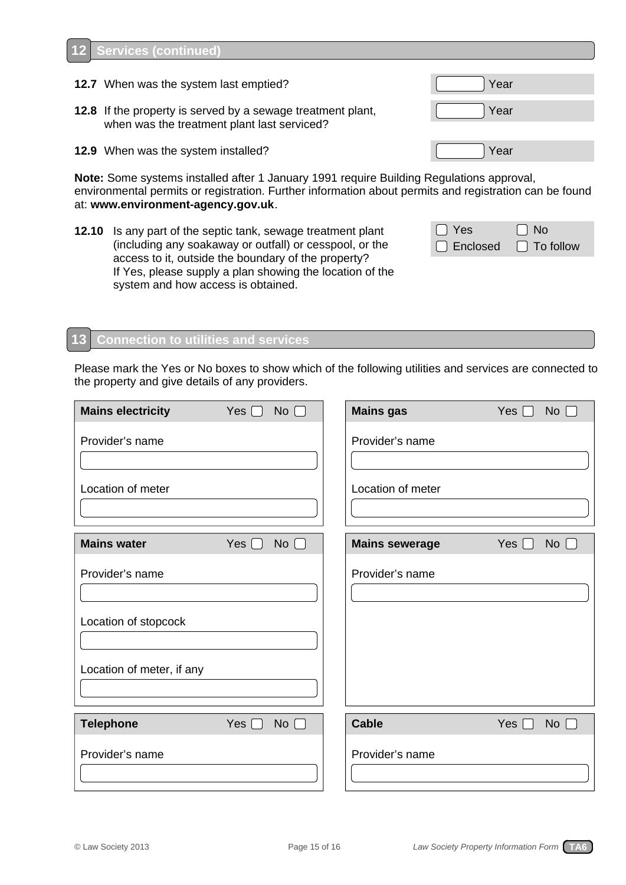## 12 Services (continued)

**12.7** When was the system last emptied? ☐ Year

**12.8** If the property is served by a sewage treatment plant, when was the treatment plant last serviced? ☐ Year

**12.9** When was the system installed? ☐ Year

**Note:** Some systems installed after 1 January 1991 require Building Regulations approval, environmental permits or registration. Further information about permits and registration can be found at: **www.environment-agency.gov.uk**.

**12.10** Is any part of the septic tank, sewage treatment plant (including any soakaway or outfall) or cesspool, or the access to it, outside the boundary of the property? If Yes, please supply a plan showing the location of the system and how access is obtained.

☐ Yes ☐ No
☐ Enclosed ☐ To follow

## 13 Connection to utilities and services

Please mark the Yes or No boxes to show which of the following utilities and services are connected to the property and give details of any providers.

**Mains electricity** Yes ☐ No ☐

Provider's name

Location of meter

**Mains gas** Yes ☐ No ☐

Provider's name

Location of meter

**Mains water** Yes ☐ No ☐

Provider's name

Location of stopcock

Location of meter, if any

**Mains sewerage** Yes ☐ No ☐

Provider's name

**Telephone** Yes ☐ No ☐

Provider's name

**Cable** Yes ☐ No ☐

Provider's name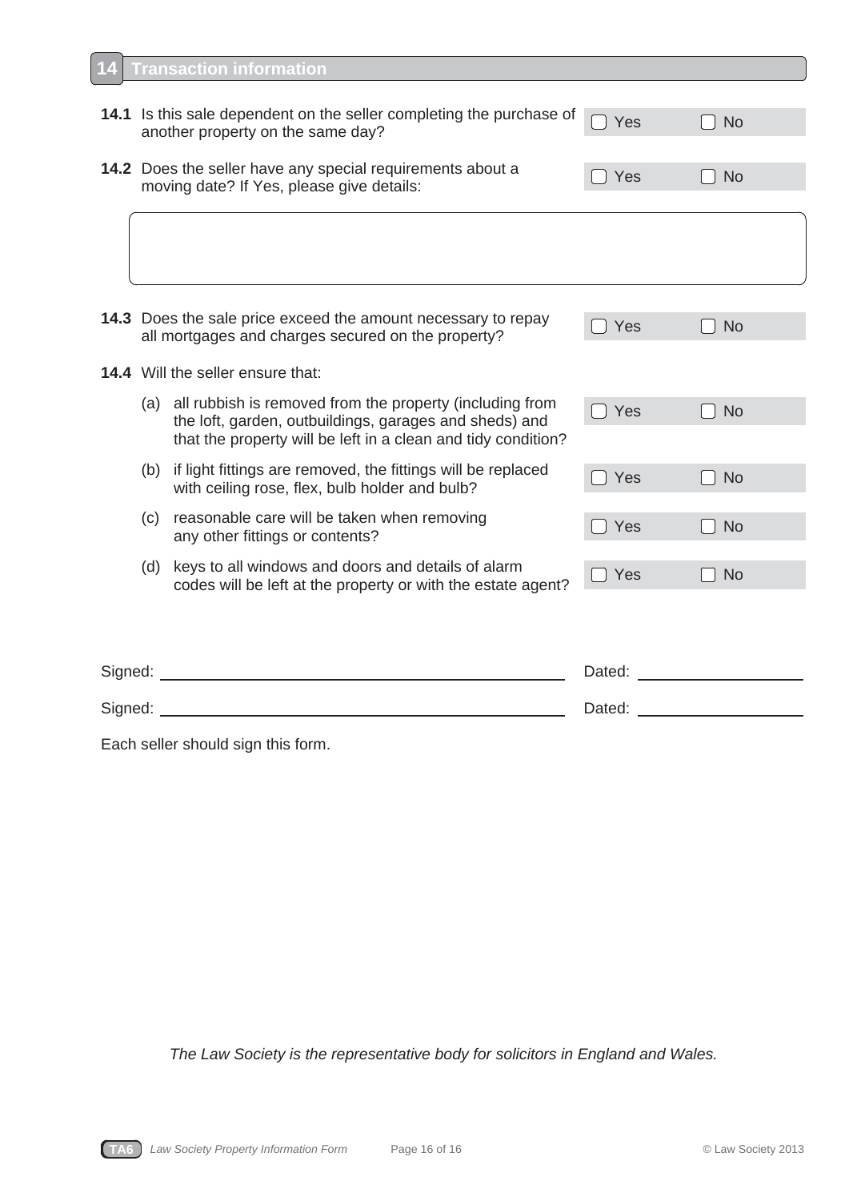## 14 Transaction information

**14.1** Is this sale dependent on the seller completing the purchase of another property on the same day? ☐ Yes ☐ No

**14.2** Does the seller have any special requirements about a moving date? If Yes, please give details: ☐ Yes ☐ No

**14.3** Does the sale price exceed the amount necessary to repay all mortgages and charges secured on the property? ☐ Yes ☐ No

**14.4** Will the seller ensure that:

(a) all rubbish is removed from the property (including from the loft, garden, outbuildings, garages and sheds) and that the property will be left in a clean and tidy condition? ☐ Yes ☐ No

(b) if light fittings are removed, the fittings will be replaced with ceiling rose, flex, bulb holder and bulb? ☐ Yes ☐ No

(c) reasonable care will be taken when removing any other fittings or contents? ☐ Yes ☐ No

(d) keys to all windows and doors and details of alarm codes will be left at the property or with the estate agent? ☐ Yes ☐ No

Signed: ______________________ Dated: ______________

Signed: ______________________ Dated: ______________

Each seller should sign this form.

*The Law Society is the representative body for solicitors in England and Wales.*